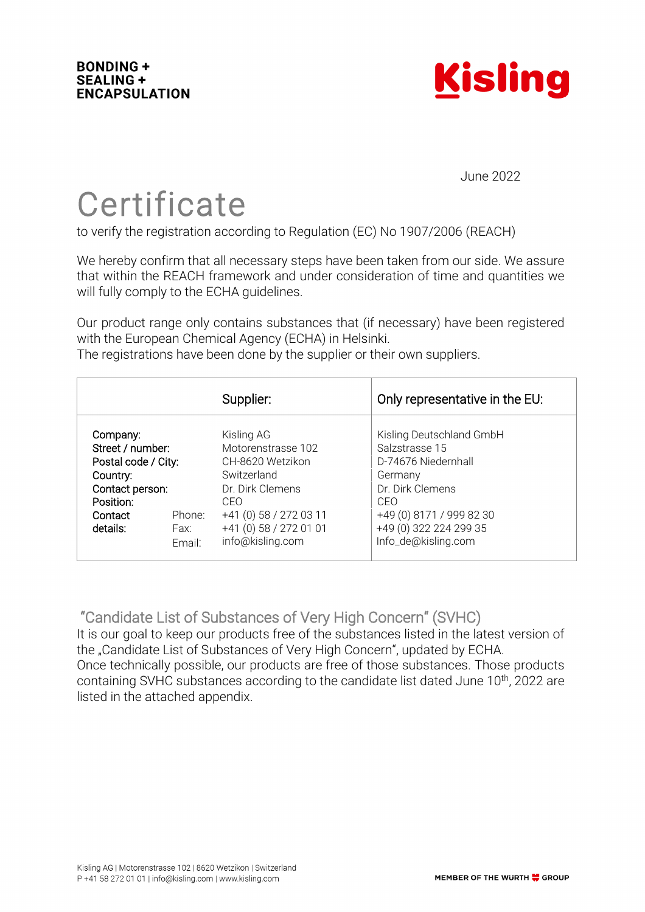**BONDING +**
**SEALING +**
**ENCAPSULATION**

Kisling

June 2022

# Certificate

to verify the registration according to Regulation (EC) No 1907/2006 (REACH)

We hereby confirm that all necessary steps have been taken from our side. We assure that within the REACH framework and under consideration of time and quantities we will fully comply to the ECHA guidelines.

Our product range only contains substances that (if necessary) have been registered with the European Chemical Agency (ECHA) in Helsinki.
The registrations have been done by the supplier or their own suppliers.

| | | Supplier: | Only representative in the EU: |
|---|---|---|---|
| Company: | | Kisling AG | Kisling Deutschland GmbH |
| Street / number: | | Motorenstrasse 102 | Salzstrasse 15 |
| Postal code / City: | | CH-8620 Wetzikon | D-74676 Niedernhall |
| Country: | | Switzerland | Germany |
| Contact person: | | Dr. Dirk Clemens | Dr. Dirk Clemens |
| Position: | | CEO | CEO |
| Contact details: | Phone: | +41 (0) 58 / 272 03 11 | +49 (0) 8171 / 999 82 30 |
| | Fax: | +41 (0) 58 / 272 01 01 | +49 (0) 322 224 299 35 |
| | Email: | info@kisling.com | Info_de@kisling.com |

## "Candidate List of Substances of Very High Concern" (SVHC)

It is our goal to keep our products free of the substances listed in the latest version of the „Candidate List of Substances of Very High Concern", updated by ECHA.
Once technically possible, our products are free of those substances. Those products containing SVHC substances according to the candidate list dated June 10th, 2022 are listed in the attached appendix.

Kisling AG | Motorenstrasse 102 | 8620 Wetzikon | Switzerland
P +41 58 272 01 01 | info@kisling.com | www.kisling.com

MEMBER OF THE WURTH GROUP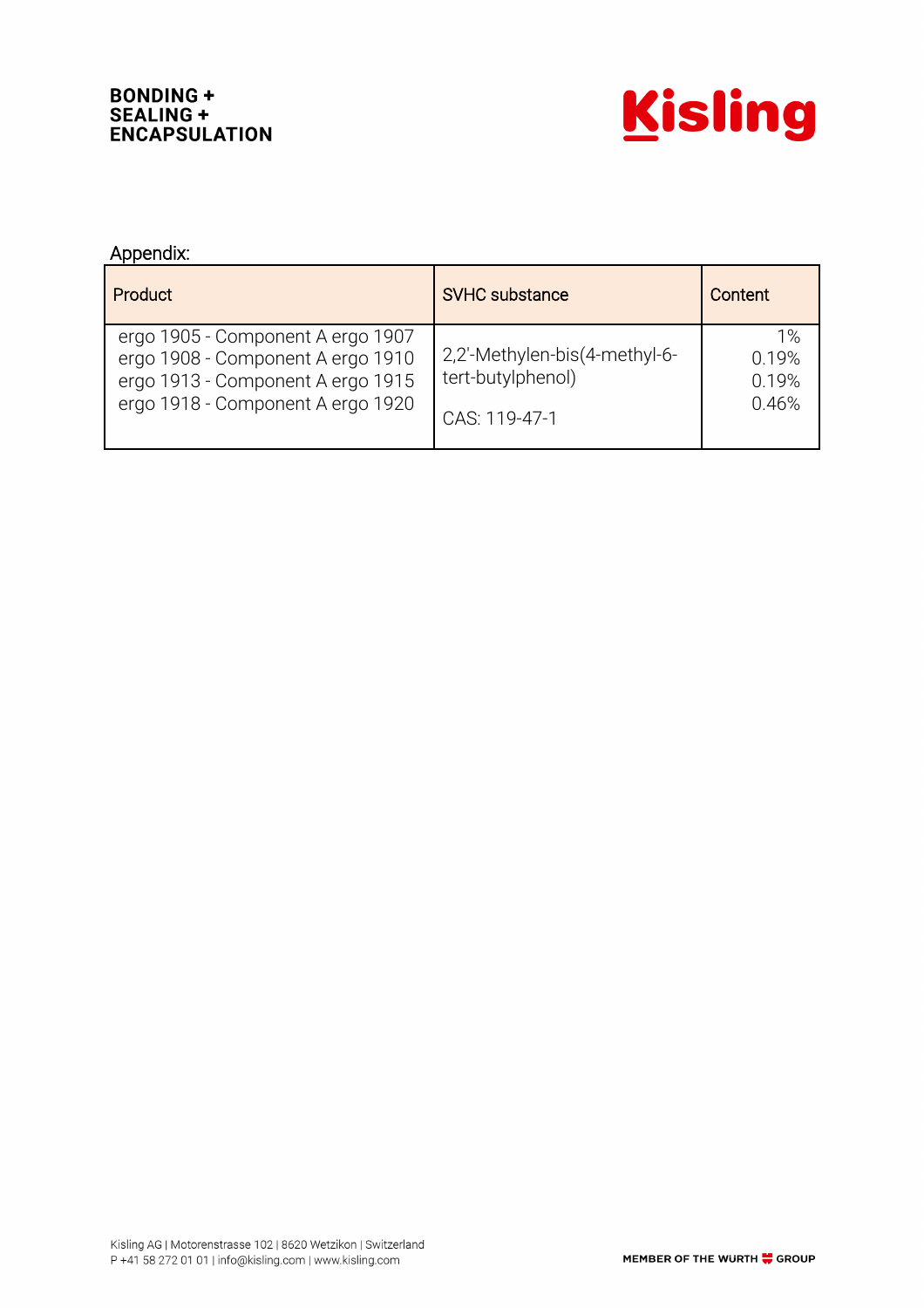Appendix:

| Product | SVHC substance | Content |
|---|---|---|
| ergo 1905 - Component A ergo 1907<br>ergo 1908 - Component A ergo 1910<br>ergo 1913 - Component A ergo 1915<br>ergo 1918 - Component A ergo 1920 | 2,2'-Methylen-bis(4-methyl-6-tert-butylphenol)<br><br>CAS: 119-47-1 | 1%<br>0.19%<br>0.19%<br>0.46% |

Kisling AG | Motorenstrasse 102 | 8620 Wetzikon | Switzerland
P +41 58 272 01 01 | info@kisling.com | www.kisling.com

MEMBER OF THE WURTH GROUP